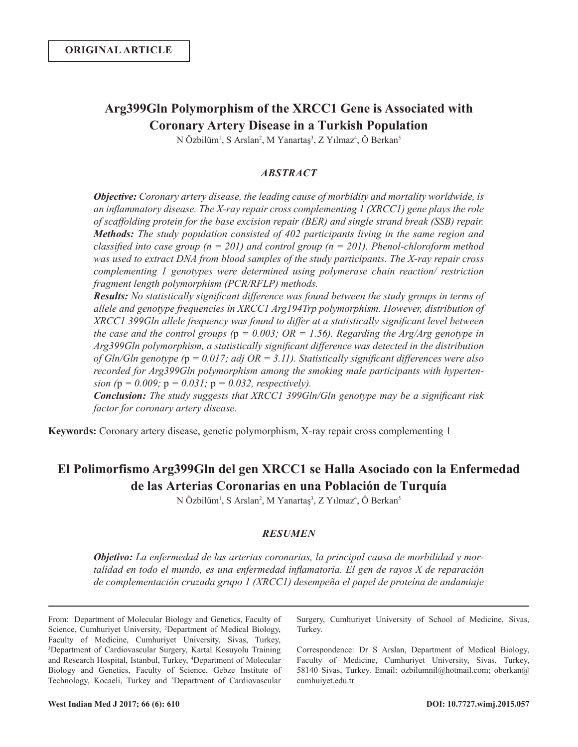ORIGINAL ARTICLE

# Arg399Gln Polymorphism of the XRCC1 Gene is Associated with Coronary Artery Disease in a Turkish Population

N Özbilüm[1], S Arslan[2], M Yanartaş[3], Z Yılmaz[4], Ö Berkan[5]

## *ABSTRACT*

***Objective:*** *Coronary artery disease, the leading cause of morbidity and mortality worldwide, is an inflammatory disease. The X-ray repair cross complementing 1 (XRCC1) gene plays the role of scaffolding protein for the base excision repair (BER) and single strand break (SSB) repair.*

***Methods:*** *The study population consisted of 402 participants living in the same region and classified into case group (n = 201) and control group (n = 201). Phenol-chloroform method was used to extract DNA from blood samples of the study participants. The X-ray repair cross complementing 1 genotypes were determined using polymerase chain reaction/ restriction fragment length polymorphism (PCR/RFLP) methods.*

***Results:*** *No statistically significant difference was found between the study groups in terms of allele and genotype frequencies in XRCC1 Arg194Trp polymorphism. However, distribution of XRCC1 399Gln allele frequency was found to differ at a statistically significant level between the case and the control groups (*p *= 0.003; OR = 1.56). Regarding the Arg/Arg genotype in Arg399Gln polymorphism, a statistically significant difference was detected in the distribution of Gln/Gln genotype (*p *= 0.017; adj OR = 3.11). Statistically significant differences were also recorded for Arg399Gln polymorphism among the smoking male participants with hypertension (*p *= 0.009;* p *= 0.031;* p *= 0.032, respectively).*

***Conclusion:*** *The study suggests that XRCC1 399Gln/Gln genotype may be a significant risk factor for coronary artery disease.*

**Keywords:** Coronary artery disease, genetic polymorphism, X-ray repair cross complementing 1

# El Polimorfismo Arg399Gln del gen XRCC1 se Halla Asociado con la Enfermedad de las Arterias Coronarias en una Población de Turquía

N Özbilüm[1], S Arslan[2], M Yanartaş[3], Z Yılmaz[4], Ö Berkan[5]

## *RESUMEN*

***Objetivo:*** *La enfermedad de las arterias coronarias, la principal causa de morbilidad y mortalidad en todo el mundo, es una enfermedad inflamatoria. El gen de rayos X de reparación de complementación cruzada grupo 1 (XRCC1) desempeña el papel de proteína de andamiaje*

From: [1]Department of Molecular Biology and Genetics, Faculty of Science, Cumhuriyet University, [2]Department of Medical Biology, Faculty of Medicine, Cumhuriyet University, Sivas, Turkey, [3]Department of Cardiovascular Surgery, Kartal Kosuyolu Training and Research Hospital, Istanbul, Turkey, [4]Department of Molecular Biology and Genetics, Faculty of Science, Gebze Institute of Technology, Kocaeli, Turkey and [5]Department of Cardiovascular Surgery, Cumhuriyet University of School of Medicine, Sivas, Turkey.

Correspondence: Dr S Arslan, Department of Medical Biology, Faculty of Medicine, Cumhuriyet University, Sivas, Turkey, 58140 Sivas, Turkey. Email: ozbilumnil@hotmail.com; oberkan@cumhuiyet.edu.tr

DOI: 10.7727.wimj.2015.057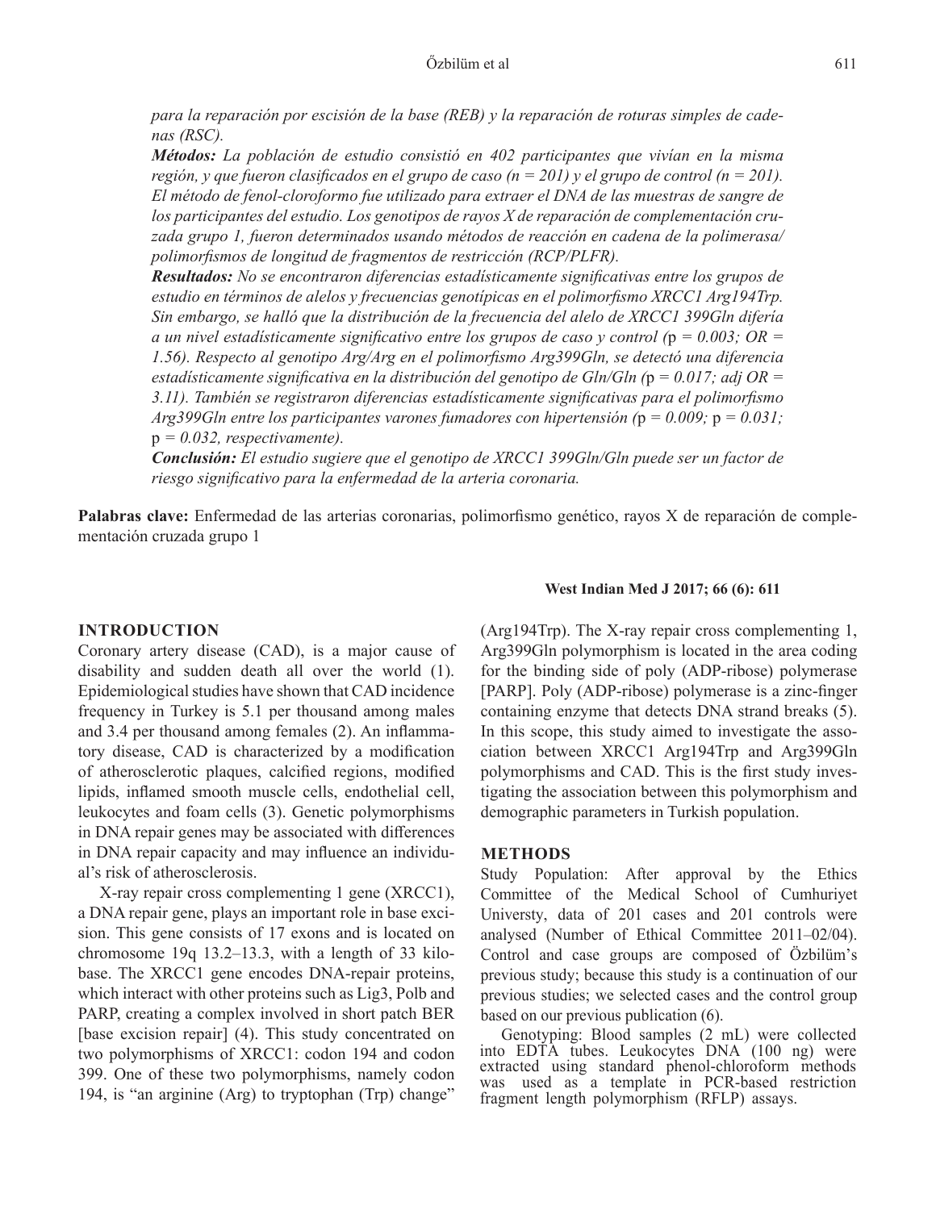*para la reparación por escisión de la base (REB) y la reparación de roturas simples de cadenas (RSC).*

***Métodos:*** *La población de estudio consistió en 402 participantes que vivían en la misma región, y que fueron clasificados en el grupo de caso (n = 201) y el grupo de control (n = 201). El método de fenol-cloroformo fue utilizado para extraer el DNA de las muestras de sangre de los participantes del estudio. Los genotipos de rayos X de reparación de complementación cruzada grupo 1, fueron determinados usando métodos de reacción en cadena de la polimerasa/polimorfismos de longitud de fragmentos de restricción (RCP/PLFR).*

***Resultados:*** *No se encontraron diferencias estadísticamente significativas entre los grupos de estudio en términos de alelos y frecuencias genotípicas en el polimorfismo XRCC1 Arg194Trp. Sin embargo, se halló que la distribución de la frecuencia del alelo de XRCC1 399Gln difería a un nivel estadísticamente significativo entre los grupos de caso y control (*p *= 0.003; OR = 1.56). Respecto al genotipo Arg/Arg en el polimorfismo Arg399Gln, se detectó una diferencia estadísticamente significativa en la distribución del genotipo de Gln/Gln (*p *= 0.017; adj OR = 3.11). También se registraron diferencias estadísticamente significativas para el polimorfismo Arg399Gln entre los participantes varones fumadores con hipertensión (*p *= 0.009;* p *= 0.031;* p *= 0.032, respectivamente).*

***Conclusión:*** *El estudio sugiere que el genotipo de XRCC1 399Gln/Gln puede ser un factor de riesgo significativo para la enfermedad de la arteria coronaria.*

**Palabras clave:** Enfermedad de las arterias coronarias, polimorfismo genético, rayos X de reparación de complementación cruzada grupo 1

## INTRODUCTION

Coronary artery disease (CAD), is a major cause of disability and sudden death all over the world (1). Epidemiological studies have shown that CAD incidence frequency in Turkey is 5.1 per thousand among males and 3.4 per thousand among females (2). An inflammatory disease, CAD is characterized by a modification of atherosclerotic plaques, calcified regions, modified lipids, inflamed smooth muscle cells, endothelial cell, leukocytes and foam cells (3). Genetic polymorphisms in DNA repair genes may be associated with differences in DNA repair capacity and may influence an individual's risk of atherosclerosis.

X-ray repair cross complementing 1 gene (XRCC1), a DNA repair gene, plays an important role in base excision. This gene consists of 17 exons and is located on chromosome 19q 13.2–13.3, with a length of 33 kilobase. The XRCC1 gene encodes DNA-repair proteins, which interact with other proteins such as Lig3, Polb and PARP, creating a complex involved in short patch BER [base excision repair] (4). This study concentrated on two polymorphisms of XRCC1: codon 194 and codon 399. One of these two polymorphisms, namely codon 194, is "an arginine (Arg) to tryptophan (Trp) change" (Arg194Trp). The X-ray repair cross complementing 1, Arg399Gln polymorphism is located in the area coding for the binding side of poly (ADP-ribose) polymerase [PARP]. Poly (ADP-ribose) polymerase is a zinc-finger containing enzyme that detects DNA strand breaks (5). In this scope, this study aimed to investigate the association between XRCC1 Arg194Trp and Arg399Gln polymorphisms and CAD. This is the first study investigating the association between this polymorphism and demographic parameters in Turkish population.

## METHODS

Study Population: After approval by the Ethics Committee of the Medical School of Cumhuriyet Universty, data of 201 cases and 201 controls were analysed (Number of Ethical Committee 2011–02/04). Control and case groups are composed of Özbilüm's previous study; because this study is a continuation of our previous studies; we selected cases and the control group based on our previous publication (6).

Genotyping: Blood samples (2 mL) were collected into EDTA tubes. Leukocytes DNA (100 ng) were extracted using standard phenol-chloroform methods was used as a template in PCR-based restriction fragment length polymorphism (RFLP) assays.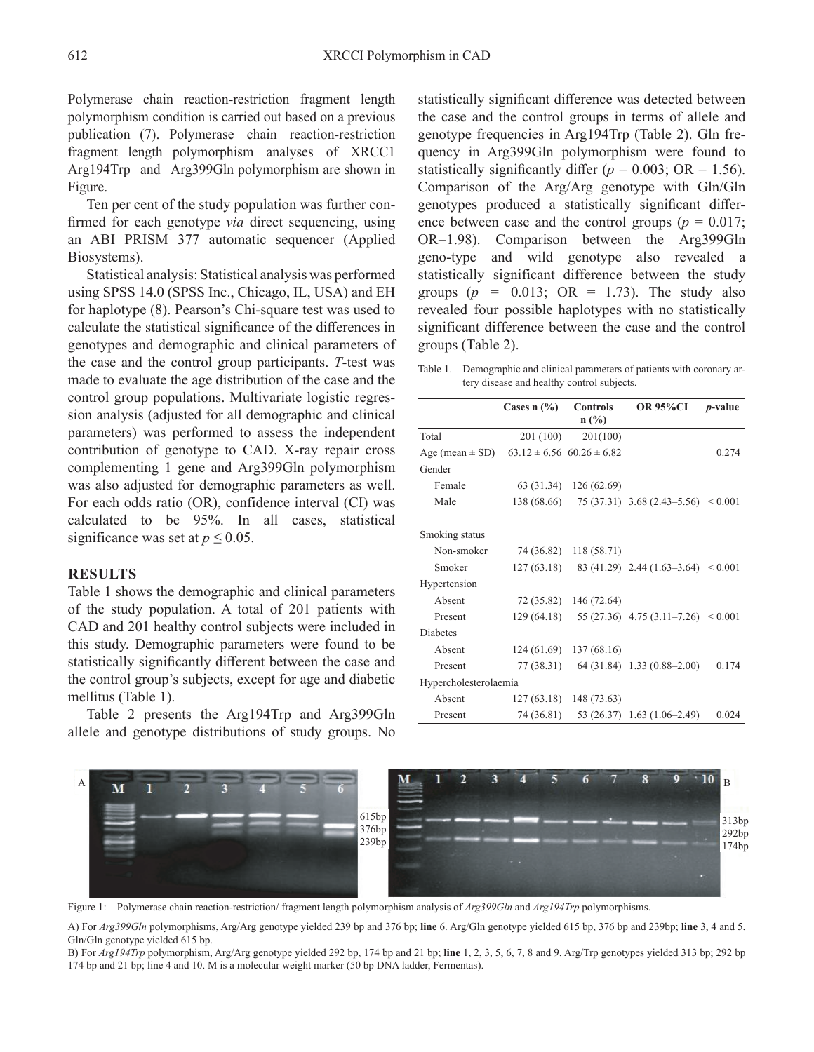Polymerase chain reaction-restriction fragment length polymorphism condition is carried out based on a previous publication (7). Polymerase chain reaction-restriction fragment length polymorphism analyses of XRCC1 Arg194Trp and Arg399Gln polymorphism are shown in Figure.

Ten per cent of the study population was further confirmed for each genotype *via* direct sequencing, using an ABI PRISM 377 automatic sequencer (Applied Biosystems).

Statistical analysis: Statistical analysis was performed using SPSS 14.0 (SPSS Inc., Chicago, IL, USA) and EH for haplotype (8). Pearson's Chi-square test was used to calculate the statistical significance of the differences in genotypes and demographic and clinical parameters of the case and the control group participants. *T*-test was made to evaluate the age distribution of the case and the control group populations. Multivariate logistic regression analysis (adjusted for all demographic and clinical parameters) was performed to assess the independent contribution of genotype to CAD. X-ray repair cross complementing 1 gene and Arg399Gln polymorphism was also adjusted for demographic parameters as well. For each odds ratio (OR), confidence interval (CI) was calculated to be 95%. In all cases, statistical significance was set at $p \leq 0.05$.

## RESULTS

Table 1 shows the demographic and clinical parameters of the study population. A total of 201 patients with CAD and 201 healthy control subjects were included in this study. Demographic parameters were found to be statistically significantly different between the case and the control group's subjects, except for age and diabetic mellitus (Table 1).

Table 2 presents the Arg194Trp and Arg399Gln allele and genotype distributions of study groups. No statistically significant difference was detected between the case and the control groups in terms of allele and genotype frequencies in Arg194Trp (Table 2). Gln frequency in Arg399Gln polymorphism were found to statistically significantly differ ($p = 0.003$; OR = 1.56). Comparison of the Arg/Arg genotype with Gln/Gln genotypes produced a statistically significant difference between case and the control groups ($p = 0.017$; OR=1.98). Comparison between the Arg399Gln geno-type and wild genotype also revealed a statistically significant difference between the study groups ($p = 0.013$; OR = 1.73). The study also revealed four possible haplotypes with no statistically significant difference between the case and the control groups (Table 2).

Table 1. Demographic and clinical parameters of patients with coronary artery disease and healthy control subjects.

| | Cases n (%) | Controls n (%) | OR 95%CI | *p*-value |
|---|---|---|---|---|
| Total | 201 (100) | 201(100) | | |
| Age (mean ± SD) | 63.12 ± 6.56 | 60.26 ± 6.82 | | 0.274 |
| Gender | | | | |
| Female | 63 (31.34) | 126 (62.69) | | |
| Male | 138 (68.66) | 75 (37.31) | 3.68 (2.43–5.56) | < 0.001 |
| Smoking status | | | | |
| Non-smoker | 74 (36.82) | 118 (58.71) | | |
| Smoker | 127 (63.18) | 83 (41.29) | 2.44 (1.63–3.64) | < 0.001 |
| Hypertension | | | | |
| Absent | 72 (35.82) | 146 (72.64) | | |
| Present | 129 (64.18) | 55 (27.36) | 4.75 (3.11–7.26) | < 0.001 |
| Diabetes | | | | |
| Absent | 124 (61.69) | 137 (68.16) | | |
| Present | 77 (38.31) | 64 (31.84) | 1.33 (0.88–2.00) | 0.174 |
| Hypercholesterolaemia | | | | |
| Absent | 127 (63.18) | 148 (73.63) | | |
| Present | 74 (36.81) | 53 (26.37) | 1.63 (1.06–2.49) | 0.024 |

Figure 1: Polymerase chain reaction-restriction/ fragment length polymorphism analysis of *Arg399Gln* and *Arg194Trp* polymorphisms.

A) For *Arg399Gln* polymorphisms, Arg/Arg genotype yielded 239 bp and 376 bp; **line** 6. Arg/Gln genotype yielded 615 bp, 376 bp and 239bp; **line** 3, 4 and 5. Gln/Gln genotype yielded 615 bp.

B) For *Arg194Trp* polymorphism, Arg/Arg genotype yielded 292 bp, 174 bp and 21 bp; **line** 1, 2, 3, 5, 6, 7, 8 and 9. Arg/Trp genotypes yielded 313 bp; 292 bp 174 bp and 21 bp; line 4 and 10. M is a molecular weight marker (50 bp DNA ladder, Fermentas).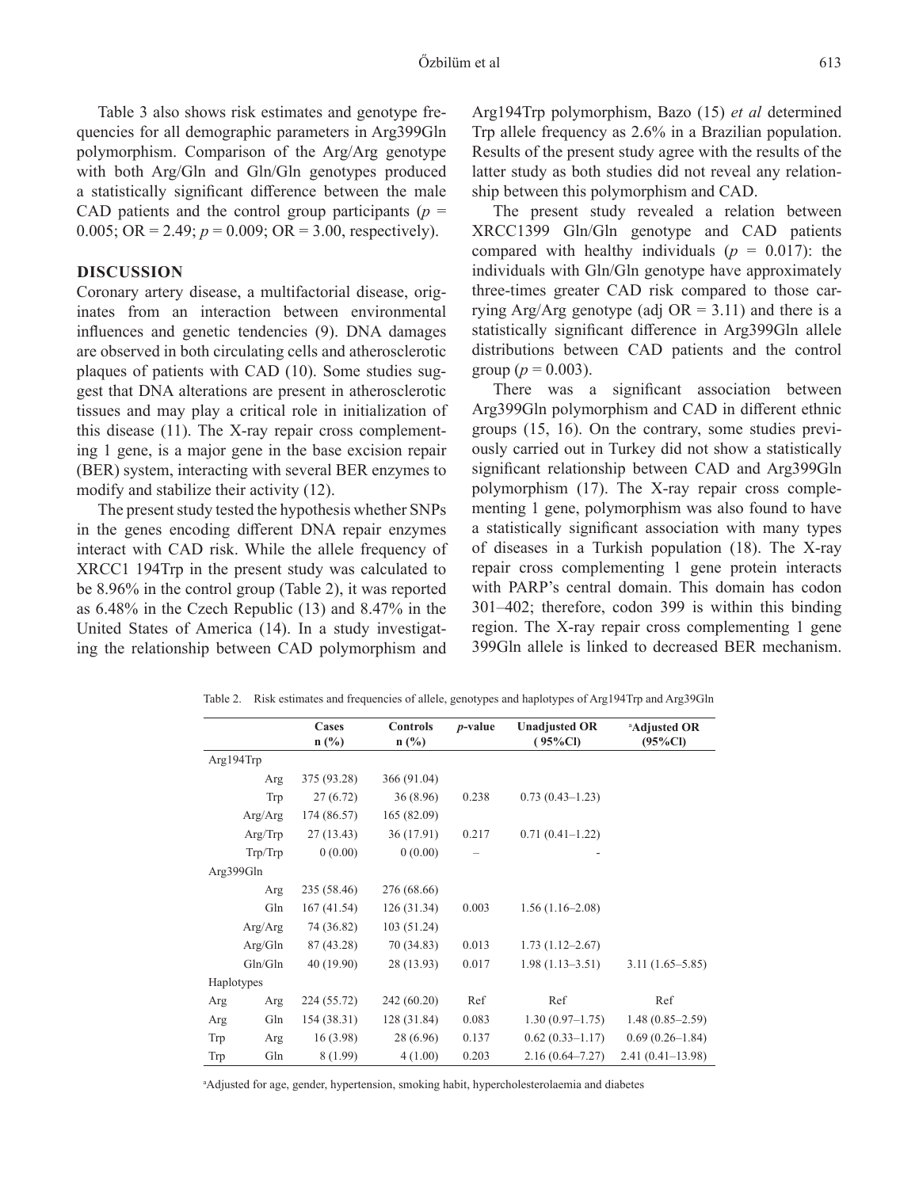Table 3 also shows risk estimates and genotype frequencies for all demographic parameters in Arg399Gln polymorphism. Comparison of the Arg/Arg genotype with both Arg/Gln and Gln/Gln genotypes produced a statistically significant difference between the male CAD patients and the control group participants ($p$ = 0.005; OR = 2.49; $p$ = 0.009; OR = 3.00, respectively).

## DISCUSSION

Coronary artery disease, a multifactorial disease, originates from an interaction between environmental influences and genetic tendencies (9). DNA damages are observed in both circulating cells and atherosclerotic plaques of patients with CAD (10). Some studies suggest that DNA alterations are present in atherosclerotic tissues and may play a critical role in initialization of this disease (11). The X-ray repair cross complementing 1 gene, is a major gene in the base excision repair (BER) system, interacting with several BER enzymes to modify and stabilize their activity (12).

The present study tested the hypothesis whether SNPs in the genes encoding different DNA repair enzymes interact with CAD risk. While the allele frequency of XRCC1 194Trp in the present study was calculated to be 8.96% in the control group (Table 2), it was reported as 6.48% in the Czech Republic (13) and 8.47% in the United States of America (14). In a study investigating the relationship between CAD polymorphism and Arg194Trp polymorphism, Bazo (15) *et al* determined Trp allele frequency as 2.6% in a Brazilian population. Results of the present study agree with the results of the latter study as both studies did not reveal any relationship between this polymorphism and CAD.

The present study revealed a relation between XRCC1399 Gln/Gln genotype and CAD patients compared with healthy individuals ($p$ = 0.017): the individuals with Gln/Gln genotype have approximately three-times greater CAD risk compared to those carrying Arg/Arg genotype (adj OR = 3.11) and there is a statistically significant difference in Arg399Gln allele distributions between CAD patients and the control group ($p$ = 0.003).

There was a significant association between Arg399Gln polymorphism and CAD in different ethnic groups (15, 16). On the contrary, some studies previously carried out in Turkey did not show a statistically significant relationship between CAD and Arg399Gln polymorphism (17). The X-ray repair cross complementing 1 gene, polymorphism was also found to have a statistically significant association with many types of diseases in a Turkish population (18). The X-ray repair cross complementing 1 gene protein interacts with PARP's central domain. This domain has codon 301–402; therefore, codon 399 is within this binding region. The X-ray repair cross complementing 1 gene 399Gln allele is linked to decreased BER mechanism.

Table 2. Risk estimates and frequencies of allele, genotypes and haplotypes of Arg194Trp and Arg39Gln

| | | Cases n (%) | Controls n (%) | $p$-value | Unadjusted OR (95%Cl) | [a]Adjusted OR (95%Cl) |
|---|---|---|---|---|---|---|
| Arg194Trp | | | | | | |
| | Arg | 375 (93.28) | 366 (91.04) | | | |
| | Trp | 27 (6.72) | 36 (8.96) | 0.238 | 0.73 (0.43–1.23) | |
| | Arg/Arg | 174 (86.57) | 165 (82.09) | | | |
| | Arg/Trp | 27 (13.43) | 36 (17.91) | 0.217 | 0.71 (0.41–1.22) | |
| | Trp/Trp | 0 (0.00) | 0 (0.00) | – | - | |
| Arg399Gln | | | | | | |
| | Arg | 235 (58.46) | 276 (68.66) | | | |
| | Gln | 167 (41.54) | 126 (31.34) | 0.003 | 1.56 (1.16–2.08) | |
| | Arg/Arg | 74 (36.82) | 103 (51.24) | | | |
| | Arg/Gln | 87 (43.28) | 70 (34.83) | 0.013 | 1.73 (1.12–2.67) | |
| | Gln/Gln | 40 (19.90) | 28 (13.93) | 0.017 | 1.98 (1.13–3.51) | 3.11 (1.65–5.85) |
| Haplotypes | | | | | | |
| Arg | Arg | 224 (55.72) | 242 (60.20) | Ref | Ref | Ref |
| Arg | Gln | 154 (38.31) | 128 (31.84) | 0.083 | 1.30 (0.97–1.75) | 1.48 (0.85–2.59) |
| Trp | Arg | 16 (3.98) | 28 (6.96) | 0.137 | 0.62 (0.33–1.17) | 0.69 (0.26–1.84) |
| Trp | Gln | 8 (1.99) | 4 (1.00) | 0.203 | 2.16 (0.64–7.27) | 2.41 (0.41–13.98) |

[a]Adjusted for age, gender, hypertension, smoking habit, hypercholesterolaemia and diabetes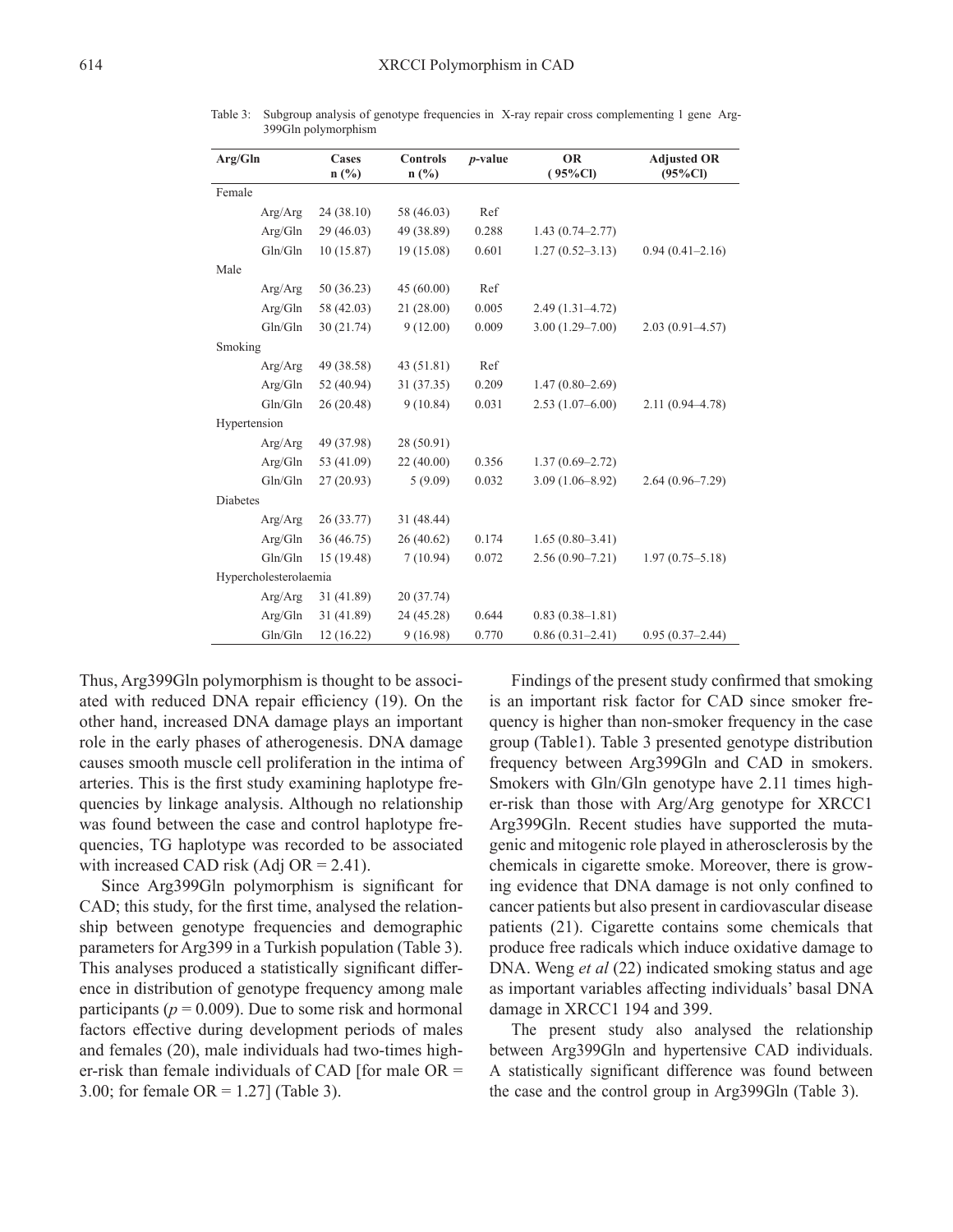Table 3: Subgroup analysis of genotype frequencies in X-ray repair cross complementing 1 gene Arg-399Gln polymorphism

| Arg/Gln | Cases n (%) | Controls n (%) | *p*-value | OR (95%Cl) | Adjusted OR (95%Cl) |
|---|---|---|---|---|---|
| Female | | | | | |
| Arg/Arg | 24 (38.10) | 58 (46.03) | Ref | | |
| Arg/Gln | 29 (46.03) | 49 (38.89) | 0.288 | 1.43 (0.74–2.77) | |
| Gln/Gln | 10 (15.87) | 19 (15.08) | 0.601 | 1.27 (0.52–3.13) | 0.94 (0.41–2.16) |
| Male | | | | | |
| Arg/Arg | 50 (36.23) | 45 (60.00) | Ref | | |
| Arg/Gln | 58 (42.03) | 21 (28.00) | 0.005 | 2.49 (1.31–4.72) | |
| Gln/Gln | 30 (21.74) | 9 (12.00) | 0.009 | 3.00 (1.29–7.00) | 2.03 (0.91–4.57) |
| Smoking | | | | | |
| Arg/Arg | 49 (38.58) | 43 (51.81) | Ref | | |
| Arg/Gln | 52 (40.94) | 31 (37.35) | 0.209 | 1.47 (0.80–2.69) | |
| Gln/Gln | 26 (20.48) | 9 (10.84) | 0.031 | 2.53 (1.07–6.00) | 2.11 (0.94–4.78) |
| Hypertension | | | | | |
| Arg/Arg | 49 (37.98) | 28 (50.91) | | | |
| Arg/Gln | 53 (41.09) | 22 (40.00) | 0.356 | 1.37 (0.69–2.72) | |
| Gln/Gln | 27 (20.93) | 5 (9.09) | 0.032 | 3.09 (1.06–8.92) | 2.64 (0.96–7.29) |
| Diabetes | | | | | |
| Arg/Arg | 26 (33.77) | 31 (48.44) | | | |
| Arg/Gln | 36 (46.75) | 26 (40.62) | 0.174 | 1.65 (0.80–3.41) | |
| Gln/Gln | 15 (19.48) | 7 (10.94) | 0.072 | 2.56 (0.90–7.21) | 1.97 (0.75–5.18) |
| Hypercholesterolaemia | | | | | |
| Arg/Arg | 31 (41.89) | 20 (37.74) | | | |
| Arg/Gln | 31 (41.89) | 24 (45.28) | 0.644 | 0.83 (0.38–1.81) | |
| Gln/Gln | 12 (16.22) | 9 (16.98) | 0.770 | 0.86 (0.31–2.41) | 0.95 (0.37–2.44) |

Thus, Arg399Gln polymorphism is thought to be associated with reduced DNA repair efficiency (19). On the other hand, increased DNA damage plays an important role in the early phases of atherogenesis. DNA damage causes smooth muscle cell proliferation in the intima of arteries. This is the first study examining haplotype frequencies by linkage analysis. Although no relationship was found between the case and control haplotype frequencies, TG haplotype was recorded to be associated with increased CAD risk (Adj OR = 2.41).

Since Arg399Gln polymorphism is significant for CAD; this study, for the first time, analysed the relationship between genotype frequencies and demographic parameters for Arg399 in a Turkish population (Table 3). This analyses produced a statistically significant difference in distribution of genotype frequency among male participants ($p = 0.009$). Due to some risk and hormonal factors effective during development periods of males and females (20), male individuals had two-times higher-risk than female individuals of CAD [for male OR = 3.00; for female OR = 1.27] (Table 3).

Findings of the present study confirmed that smoking is an important risk factor for CAD since smoker frequency is higher than non-smoker frequency in the case group (Table1). Table 3 presented genotype distribution frequency between Arg399Gln and CAD in smokers. Smokers with Gln/Gln genotype have 2.11 times higher-risk than those with Arg/Arg genotype for XRCC1 Arg399Gln. Recent studies have supported the mutagenic and mitogenic role played in atherosclerosis by the chemicals in cigarette smoke. Moreover, there is growing evidence that DNA damage is not only confined to cancer patients but also present in cardiovascular disease patients (21). Cigarette contains some chemicals that produce free radicals which induce oxidative damage to DNA. Weng *et al* (22) indicated smoking status and age as important variables affecting individuals' basal DNA damage in XRCC1 194 and 399.

The present study also analysed the relationship between Arg399Gln and hypertensive CAD individuals. A statistically significant difference was found between the case and the control group in Arg399Gln (Table 3).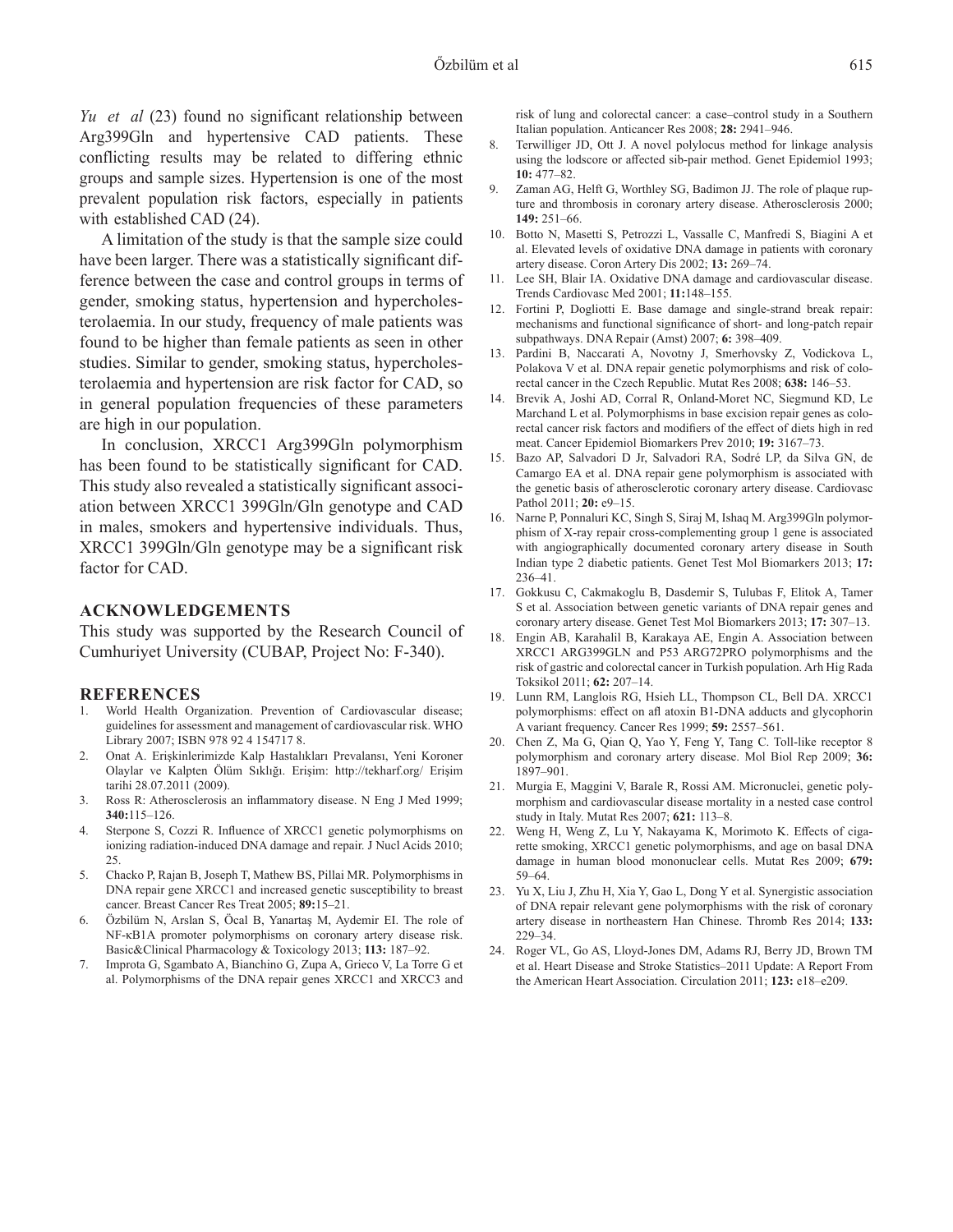*Yu et al* (23) found no significant relationship between Arg399Gln and hypertensive CAD patients. These conflicting results may be related to differing ethnic groups and sample sizes. Hypertension is one of the most prevalent population risk factors, especially in patients with established CAD (24).

A limitation of the study is that the sample size could have been larger. There was a statistically significant difference between the case and control groups in terms of gender, smoking status, hypertension and hypercholesterolaemia. In our study, frequency of male patients was found to be higher than female patients as seen in other studies. Similar to gender, smoking status, hypercholesterolaemia and hypertension are risk factor for CAD, so in general population frequencies of these parameters are high in our population.

In conclusion, XRCC1 Arg399Gln polymorphism has been found to be statistically significant for CAD. This study also revealed a statistically significant association between XRCC1 399Gln/Gln genotype and CAD in males, smokers and hypertensive individuals. Thus, XRCC1 399Gln/Gln genotype may be a significant risk factor for CAD.

## ACKNOWLEDGEMENTS

This study was supported by the Research Council of Cumhuriyet University (CUBAP, Project No: F-340).

## REFERENCES

1. World Health Organization. Prevention of Cardiovascular disease; guidelines for assessment and management of cardiovascular risk. WHO Library 2007; ISBN 978 92 4 154717 8.
2. Onat A. Erişkinlerimizde Kalp Hastalıkları Prevalansı, Yeni Koroner Olaylar ve Kalpten Ölüm Sıklığı. Erişim: http://tekharf.org/ Erişim tarihi 28.07.2011 (2009).
3. Ross R: Atherosclerosis an inflammatory disease. N Eng J Med 1999; **340:**115–126.
4. Sterpone S, Cozzi R. Influence of XRCC1 genetic polymorphisms on ionizing radiation-induced DNA damage and repair. J Nucl Acids 2010; 25.
5. Chacko P, Rajan B, Joseph T, Mathew BS, Pillai MR. Polymorphisms in DNA repair gene XRCC1 and increased genetic susceptibility to breast cancer. Breast Cancer Res Treat 2005; **89:**15–21.
6. Özbilüm N, Arslan S, Öcal B, Yanartaş M, Aydemir EI. The role of NF-κB1A promoter polymorphisms on coronary artery disease risk. Basic&Clinical Pharmacology & Toxicology 2013; **113:** 187–92.
7. Improta G, Sgambato A, Bianchino G, Zupa A, Grieco V, La Torre G et al. Polymorphisms of the DNA repair genes XRCC1 and XRCC3 and risk of lung and colorectal cancer: a case–control study in a Southern Italian population. Anticancer Res 2008; **28:** 2941–946.
8. Terwilliger JD, Ott J. A novel polylocus method for linkage analysis using the lodscore or affected sib-pair method. Genet Epidemiol 1993; **10:** 477–82.
9. Zaman AG, Helft G, Worthley SG, Badimon JJ. The role of plaque rupture and thrombosis in coronary artery disease. Atherosclerosis 2000; **149:** 251–66.
10. Botto N, Masetti S, Petrozzi L, Vassalle C, Manfredi S, Biagini A et al. Elevated levels of oxidative DNA damage in patients with coronary artery disease. Coron Artery Dis 2002; **13:** 269–74.
11. Lee SH, Blair IA. Oxidative DNA damage and cardiovascular disease. Trends Cardiovasc Med 2001; **11:**148–155.
12. Fortini P, Dogliotti E. Base damage and single-strand break repair: mechanisms and functional significance of short- and long-patch repair subpathways. DNA Repair (Amst) 2007; **6:** 398–409.
13. Pardini B, Naccarati A, Novotny J, Smerhovsky Z, Vodickova L, Polakova V et al. DNA repair genetic polymorphisms and risk of colorectal cancer in the Czech Republic. Mutat Res 2008; **638:** 146–53.
14. Brevik A, Joshi AD, Corral R, Onland-Moret NC, Siegmund KD, Le Marchand L et al. Polymorphisms in base excision repair genes as colorectal cancer risk factors and modifiers of the effect of diets high in red meat. Cancer Epidemiol Biomarkers Prev 2010; **19:** 3167–73.
15. Bazo AP, Salvadori D Jr, Salvadori RA, Sodré LP, da Silva GN, de Camargo EA et al. DNA repair gene polymorphism is associated with the genetic basis of atherosclerotic coronary artery disease. Cardiovasc Pathol 2011; **20:** e9–15.
16. Narne P, Ponnaluri KC, Singh S, Siraj M, Ishaq M. Arg399Gln polymorphism of X-ray repair cross-complementing group 1 gene is associated with angiographically documented coronary artery disease in South Indian type 2 diabetic patients. Genet Test Mol Biomarkers 2013; **17:** 236–41.
17. Gokkusu C, Cakmakoglu B, Dasdemir S, Tulubas F, Elitok A, Tamer S et al. Association between genetic variants of DNA repair genes and coronary artery disease. Genet Test Mol Biomarkers 2013; **17:** 307–13.
18. Engin AB, Karahalil B, Karakaya AE, Engin A. Association between XRCC1 ARG399GLN and P53 ARG72PRO polymorphisms and the risk of gastric and colorectal cancer in Turkish population. Arh Hig Rada Toksikol 2011; **62:** 207–14.
19. Lunn RM, Langlois RG, Hsieh LL, Thompson CL, Bell DA. XRCC1 polymorphisms: effect on afl atoxin B1-DNA adducts and glycophorin A variant frequency. Cancer Res 1999; **59:** 2557–561.
20. Chen Z, Ma G, Qian Q, Yao Y, Feng Y, Tang C. Toll-like receptor 8 polymorphism and coronary artery disease. Mol Biol Rep 2009; **36:** 1897–901.
21. Murgia E, Maggini V, Barale R, Rossi AM. Micronuclei, genetic polymorphism and cardiovascular disease mortality in a nested case control study in Italy. Mutat Res 2007; **621:** 113–8.
22. Weng H, Weng Z, Lu Y, Nakayama K, Morimoto K. Effects of cigarette smoking, XRCC1 genetic polymorphisms, and age on basal DNA damage in human blood mononuclear cells. Mutat Res 2009; **679:** 59–64.
23. Yu X, Liu J, Zhu H, Xia Y, Gao L, Dong Y et al. Synergistic association of DNA repair relevant gene polymorphisms with the risk of coronary artery disease in northeastern Han Chinese. Thromb Res 2014; **133:** 229–34.
24. Roger VL, Go AS, Lloyd-Jones DM, Adams RJ, Berry JD, Brown TM et al. Heart Disease and Stroke Statistics–2011 Update: A Report From the American Heart Association. Circulation 2011; **123:** e18–e209.